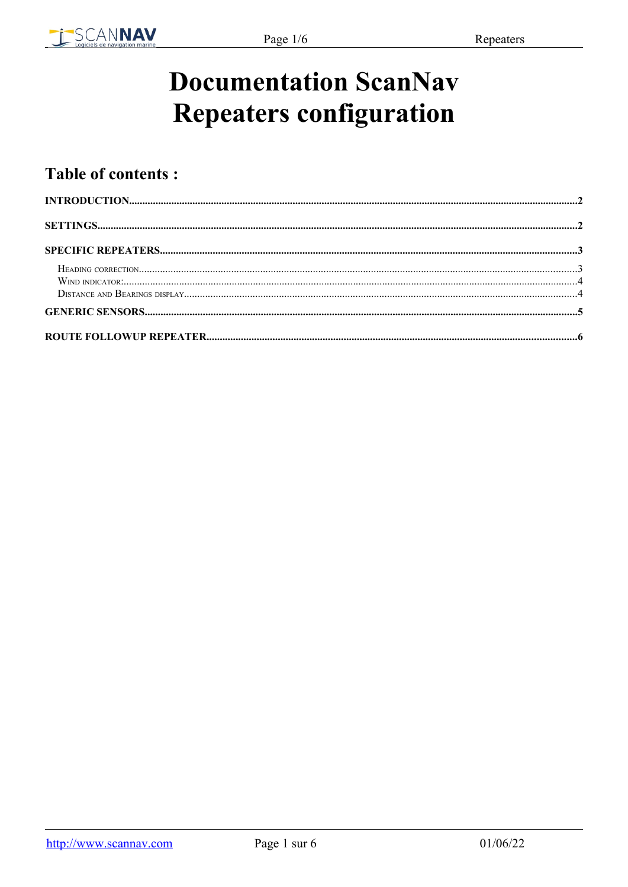# Documentation ScanNav Repeaters configuration

## Table of contents :

**INTRODUCTION**......2

**SETTINGS**......2

**SPECIFIC REPEATERS**......3

- Heading correction......3
- Wind indicator:......4
- Distance and Bearings display......4

**GENERIC SENSORS**......5

**ROUTE FOLLOWUP REPEATER**......6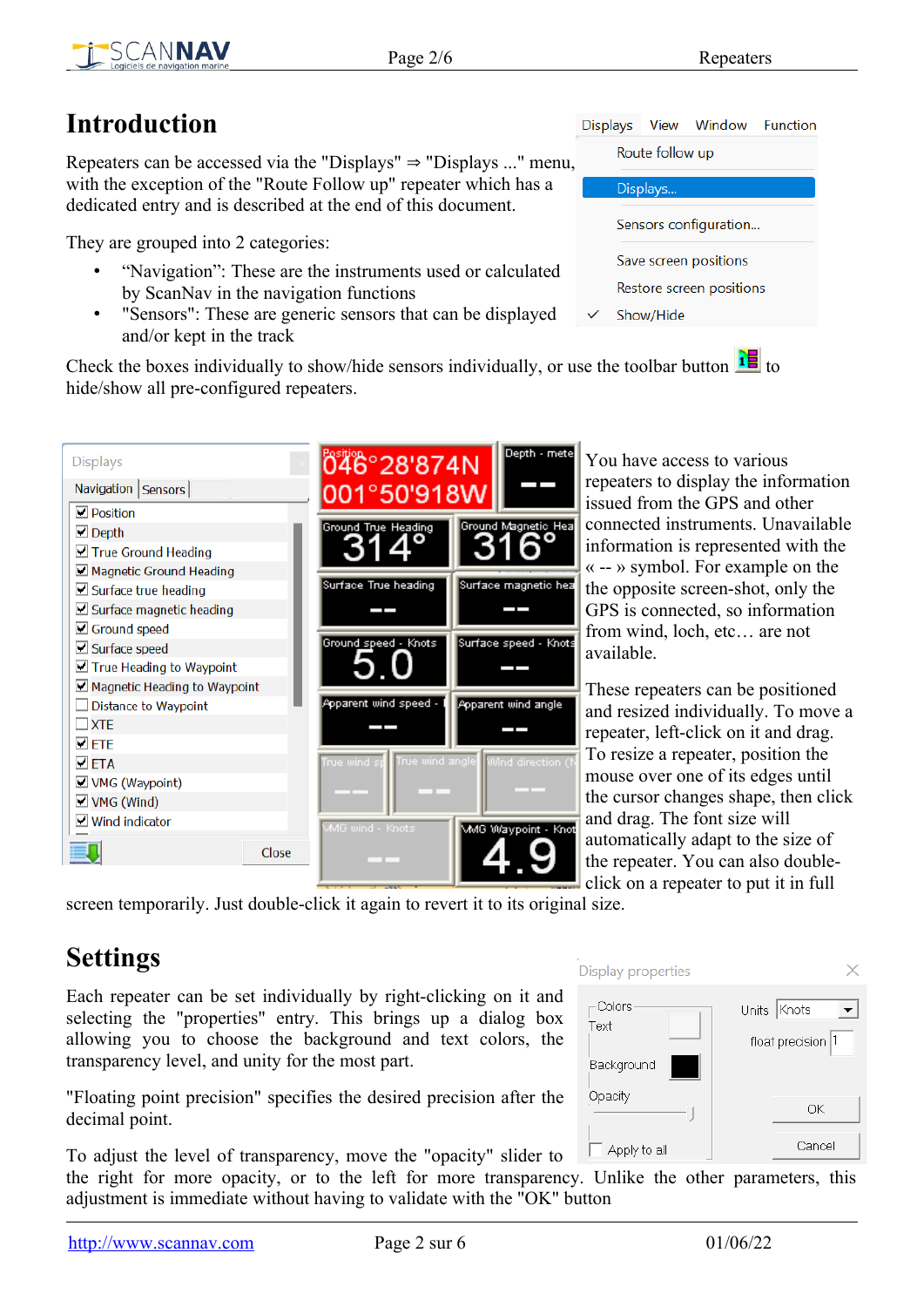# Introduction

Repeaters can be accessed via the "Displays" ⇒ "Displays ..." menu, with the exception of the "Route Follow up" repeater which has a dedicated entry and is described at the end of this document.

They are grouped into 2 categories:

- "Navigation": These are the instruments used or calculated by ScanNav in the navigation functions
- "Sensors": These are generic sensors that can be displayed and/or kept in the track

Check the boxes individually to show/hide sensors individually, or use the toolbar button to hide/show all pre-configured repeaters.

You have access to various repeaters to display the information issued from the GPS and other connected instruments. Unavailable information is represented with the « -- » symbol. For example on the opposite screen-shot, only the GPS is connected, so information from wind, loch, etc… are not available.

These repeaters can be positioned and resized individually. To move a repeater, left-click on it and drag. To resize a repeater, position the mouse over one of its edges until the cursor changes shape, then click and drag. The font size will automatically adapt to the size of the repeater. You can also double-click on a repeater to put it in full screen temporarily. Just double-click it again to revert it to its original size.

# Settings

Each repeater can be set individually by right-clicking on it and selecting the "properties" entry. This brings up a dialog box allowing you to choose the background and text colors, the transparency level, and unity for the most part.

"Floating point precision" specifies the desired precision after the decimal point.

To adjust the level of transparency, move the "opacity" slider to the right for more opacity, or to the left for more transparency. Unlike the other parameters, this adjustment is immediate without having to validate with the "OK" button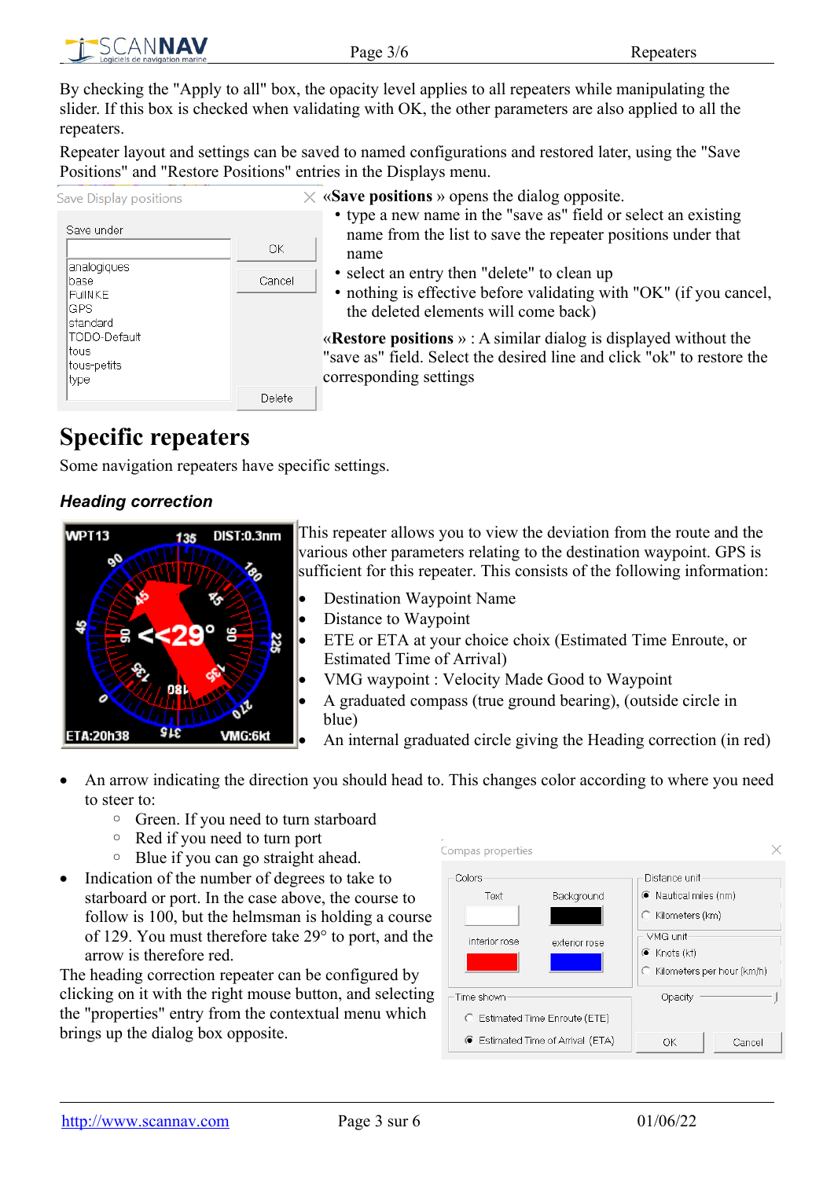By checking the "Apply to all" box, the opacity level applies to all repeaters while manipulating the slider. If this box is checked when validating with OK, the other parameters are also applied to all the repeaters.

Repeater layout and settings can be saved to named configurations and restored later, using the "Save Positions" and "Restore Positions" entries in the Displays menu.

«**Save positions** » opens the dialog opposite.

- type a new name in the "save as" field or select an existing name from the list to save the repeater positions under that name
- select an entry then "delete" to clean up
- nothing is effective before validating with "OK" (if you cancel, the deleted elements will come back)

«**Restore positions** » : A similar dialog is displayed without the "save as" field. Select the desired line and click "ok" to restore the corresponding settings

# Specific repeaters

Some navigation repeaters have specific settings.

### *Heading correction*

This repeater allows you to view the deviation from the route and the various other parameters relating to the destination waypoint. GPS is sufficient for this repeater. This consists of the following information:

- Destination Waypoint Name
- Distance to Waypoint
- ETE or ETA at your choice choix (Estimated Time Enroute, or Estimated Time of Arrival)
- VMG waypoint : Velocity Made Good to Waypoint
- A graduated compass (true ground bearing), (outside circle in blue)
- An internal graduated circle giving the Heading correction (in red)
- An arrow indicating the direction you should head to. This changes color according to where you need to steer to:
  - Green. If you need to turn starboard
  - Red if you need to turn port
  - Blue if you can go straight ahead.
- Indication of the number of degrees to take to starboard or port. In the case above, the course to follow is 100, but the helmsman is holding a course of 129. You must therefore take 29° to port, and the arrow is therefore red.

The heading correction repeater can be configured by clicking on it with the right mouse button, and selecting the "properties" entry from the contextual menu which brings up the dialog box opposite.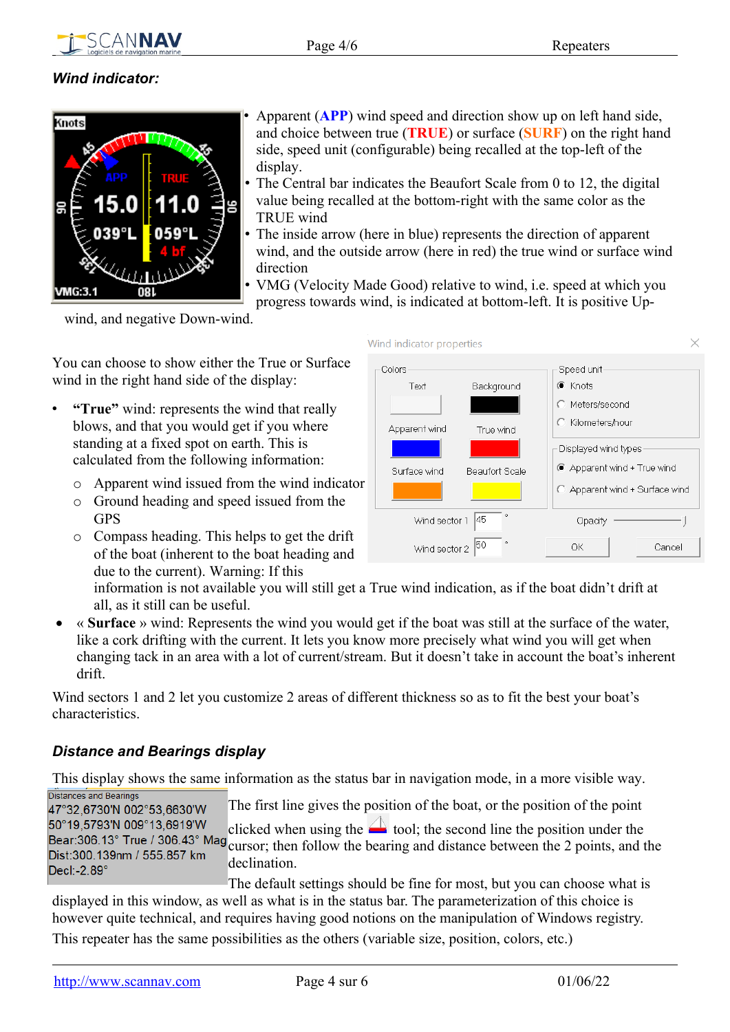### *Wind indicator:*

- Apparent (**APP**) wind speed and direction show up on left hand side, and choice between true (**TRUE**) or surface (**SURF**) on the right hand side, speed unit (configurable) being recalled at the top-left of the display.
- The Central bar indicates the Beaufort Scale from 0 to 12, the digital value being recalled at the bottom-right with the same color as the TRUE wind
- The inside arrow (here in blue) represents the direction of apparent wind, and the outside arrow (here in red) the true wind or surface wind direction
- VMG (Velocity Made Good) relative to wind, i.e. speed at which you progress towards wind, is indicated at bottom-left. It is positive Up-wind, and negative Down-wind.

You can choose to show either the True or Surface wind in the right hand side of the display:

- **"True"** wind: represents the wind that really blows, and that you would get if you where standing at a fixed spot on earth. This is calculated from the following information:
  - Apparent wind issued from the wind indicator
  - Ground heading and speed issued from the GPS
  - Compass heading. This helps to get the drift of the boat (inherent to the boat heading and due to the current). Warning: If this information is not available you will still get a True wind indication, as if the boat didn't drift at all, as it still can be useful.
- « **Surface** » wind: Represents the wind you would get if the boat was still at the surface of the water, like a cork drifting with the current. It lets you know more precisely what wind you will get when changing tack in an area with a lot of current/stream. But it doesn't take in account the boat's inherent drift.

Wind sectors 1 and 2 let you customize 2 areas of different thickness so as to fit the best your boat's characteristics.

### *Distance and Bearings display*

This display shows the same information as the status bar in navigation mode, in a more visible way.

The first line gives the position of the boat, or the position of the point clicked when using the tool; the second line the position under the cursor; then follow the bearing and distance between the 2 points, and the declination.

The default settings should be fine for most, but you can choose what is displayed in this window, as well as what is in the status bar. The parameterization of this choice is however quite technical, and requires having good notions on the manipulation of Windows registry.

This repeater has the same possibilities as the others (variable size, position, colors, etc.)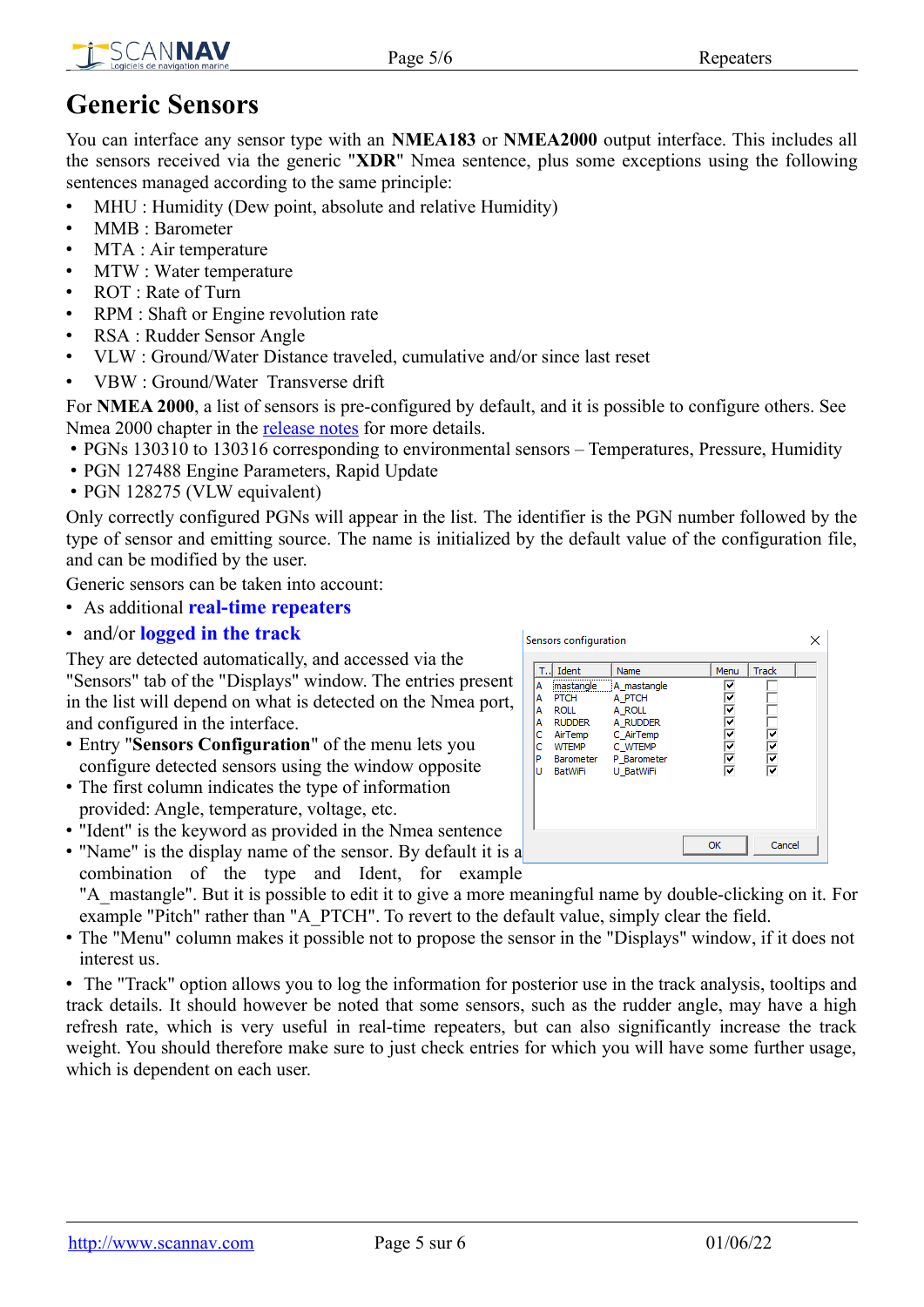# Generic Sensors

You can interface any sensor type with an **NMEA183** or **NMEA2000** output interface. This includes all the sensors received via the generic "**XDR**" Nmea sentence, plus some exceptions using the following sentences managed according to the same principle:

- MHU : Humidity (Dew point, absolute and relative Humidity)
- MMB : Barometer
- MTA : Air temperature
- MTW : Water temperature
- ROT : Rate of Turn
- RPM : Shaft or Engine revolution rate
- RSA : Rudder Sensor Angle
- VLW : Ground/Water Distance traveled, cumulative and/or since last reset
- VBW : Ground/Water Transverse drift

For **NMEA 2000**, a list of sensors is pre-configured by default, and it is possible to configure others. See Nmea 2000 chapter in the release notes for more details.

- PGNs 130310 to 130316 corresponding to environmental sensors – Temperatures, Pressure, Humidity
- PGN 127488 Engine Parameters, Rapid Update
- PGN 128275 (VLW equivalent)

Only correctly configured PGNs will appear in the list. The identifier is the PGN number followed by the type of sensor and emitting source. The name is initialized by the default value of the configuration file, and can be modified by the user.

Generic sensors can be taken into account:

- As additional **real-time repeaters**
- and/or **logged in the track**

They are detected automatically, and accessed via the "Sensors" tab of the "Displays" window. The entries present in the list will depend on what is detected on the Nmea port, and configured in the interface.

- Entry "**Sensors Configuration**" of the menu lets you configure detected sensors using the window opposite
- The first column indicates the type of information provided: Angle, temperature, voltage, etc.
- "Ident" is the keyword as provided in the Nmea sentence
- "Name" is the display name of the sensor. By default it is a combination of the type and Ident, for example "A_mastangle". But it is possible to edit it to give a more meaningful name by double-clicking on it. For example "Pitch" rather than "A_PTCH". To revert to the default value, simply clear the field.
- The "Menu" column makes it possible not to propose the sensor in the "Displays" window, if it does not interest us.
- The "Track" option allows you to log the information for posterior use in the track analysis, tooltips and track details. It should however be noted that some sensors, such as the rudder angle, may have a high refresh rate, which is very useful in real-time repeaters, but can also significantly increase the track weight. You should therefore make sure to just check entries for which you will have some further usage, which is dependent on each user.

Sensors configuration

| T.. | Ident | Name | Menu | Track |
|---|---|---|---|---|
| A | mastangle | A_mastangle | ☑ | ☐ |
| A | PTCH | A_PTCH | ☑ | ☐ |
| A | ROLL | A_ROLL | ☑ | ☐ |
| A | RUDDER | A_RUDDER | ☑ | ☐ |
| C | AirTemp | C_AirTemp | ☑ | ☑ |
| C | WTEMP | C_WTEMP | ☑ | ☑ |
| P | Barometer | P_Barometer | ☑ | ☑ |
| U | BatWiFi | U_BatWiFi | ☑ | ☑ |

OK Cancel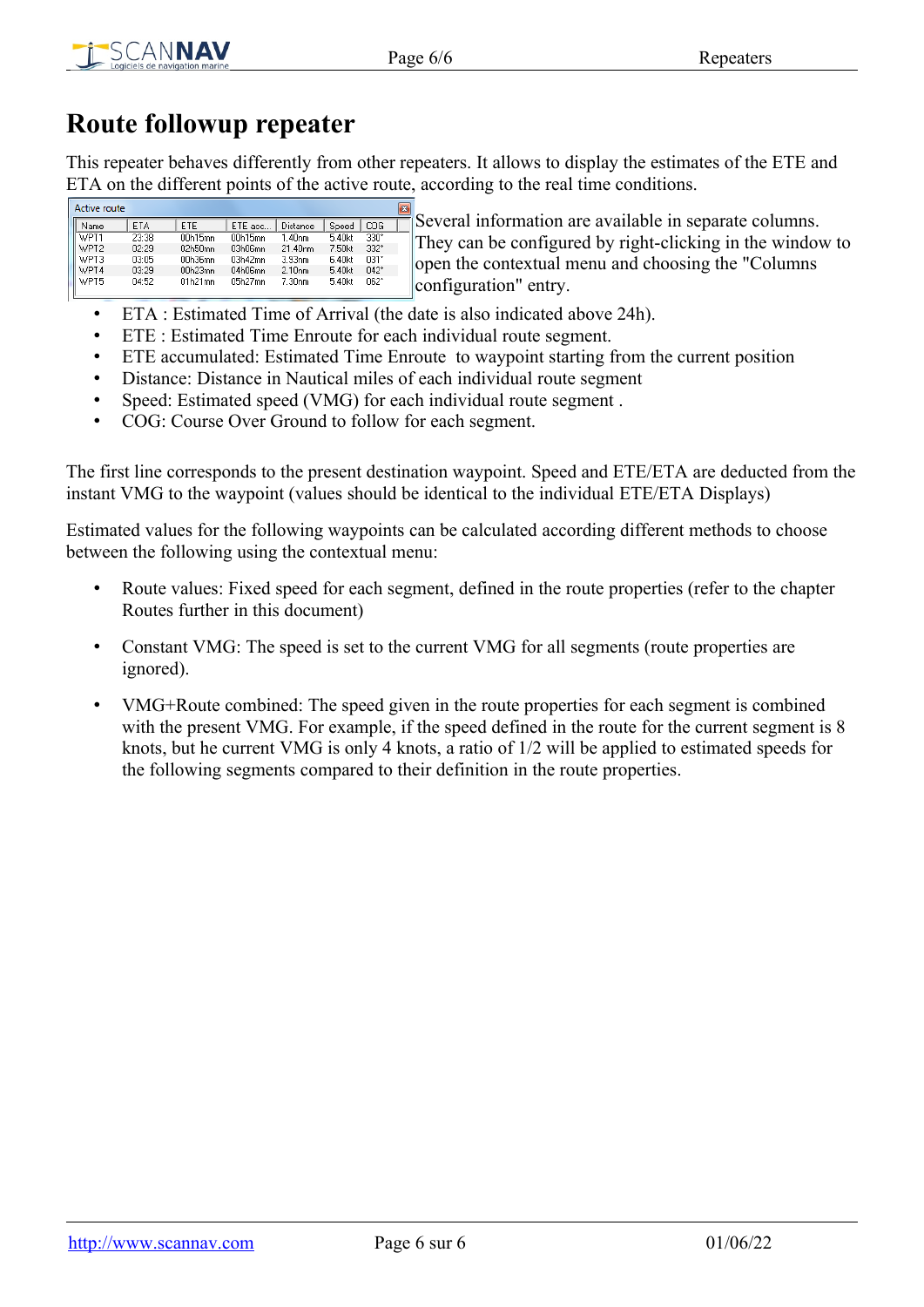# Route followup repeater

This repeater behaves differently from other repeaters. It allows to display the estimates of the ETE and ETA on the different points of the active route, according to the real time conditions.

Active route

| Name | ETA | ETE | ETE acc... | Distance | Speed | COG |
|---|---|---|---|---|---|---|
| WPT1 | 23:38 | 00h15mn | 00h15mn | 1.40nm | 5.40kt | 330° |
| WPT2 | 02:29 | 02h50mn | 03h06mn | 21.40nm | 7.50kt | 332° |
| WPT3 | 03:05 | 00h36mn | 03h42mn | 3.93nm | 6.40kt | 031° |
| WPT4 | 03:29 | 00h23mn | 04h06mn | 2.10nm | 5.40kt | 042° |
| WPT5 | 04:52 | 01h21mn | 05h27mn | 7.30nm | 5.40kt | 062° |

Several information are available in separate columns. They can be configured by right-clicking in the window to open the contextual menu and choosing the "Columns configuration" entry.

- ETA : Estimated Time of Arrival (the date is also indicated above 24h).
- ETE : Estimated Time Enroute for each individual route segment.
- ETE accumulated: Estimated Time Enroute to waypoint starting from the current position
- Distance: Distance in Nautical miles of each individual route segment
- Speed: Estimated speed (VMG) for each individual route segment .
- COG: Course Over Ground to follow for each segment.

The first line corresponds to the present destination waypoint. Speed and ETE/ETA are deducted from the instant VMG to the waypoint (values should be identical to the individual ETE/ETA Displays)

Estimated values for the following waypoints can be calculated according different methods to choose between the following using the contextual menu:

- Route values: Fixed speed for each segment, defined in the route properties (refer to the chapter Routes further in this document)
- Constant VMG: The speed is set to the current VMG for all segments (route properties are ignored).
- VMG+Route combined: The speed given in the route properties for each segment is combined with the present VMG. For example, if the speed defined in the route for the current segment is 8 knots, but he current VMG is only 4 knots, a ratio of 1/2 will be applied to estimated speeds for the following segments compared to their definition in the route properties.